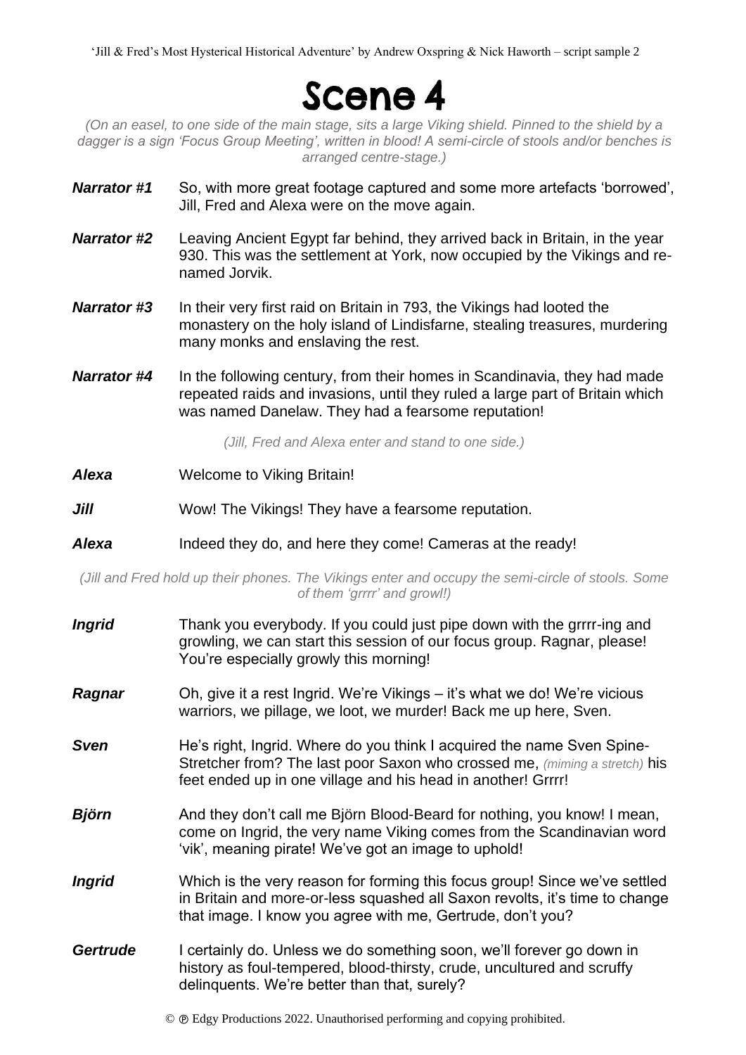# Scene 4

*(On an easel, to one side of the main stage, sits a large Viking shield. Pinned to the shield by a dagger is a sign 'Focus Group Meeting', written in blood! A semi-circle of stools and/or benches is arranged centre-stage.)*

***Narrator #1*** So, with more great footage captured and some more artefacts 'borrowed', Jill, Fred and Alexa were on the move again.

***Narrator #2*** Leaving Ancient Egypt far behind, they arrived back in Britain, in the year 930. This was the settlement at York, now occupied by the Vikings and re-named Jorvik.

***Narrator #3*** In their very first raid on Britain in 793, the Vikings had looted the monastery on the holy island of Lindisfarne, stealing treasures, murdering many monks and enslaving the rest.

***Narrator #4*** In the following century, from their homes in Scandinavia, they had made repeated raids and invasions, until they ruled a large part of Britain which was named Danelaw. They had a fearsome reputation!

*(Jill, Fred and Alexa enter and stand to one side.)*

***Alexa*** Welcome to Viking Britain!

***Jill*** Wow! The Vikings! They have a fearsome reputation.

***Alexa*** Indeed they do, and here they come! Cameras at the ready!

*(Jill and Fred hold up their phones. The Vikings enter and occupy the semi-circle of stools. Some of them 'grrrr' and growl!)*

***Ingrid*** Thank you everybody. If you could just pipe down with the grrrr-ing and growling, we can start this session of our focus group. Ragnar, please! You're especially growly this morning!

***Ragnar*** Oh, give it a rest Ingrid. We're Vikings – it's what we do! We're vicious warriors, we pillage, we loot, we murder! Back me up here, Sven.

***Sven*** He's right, Ingrid. Where do you think I acquired the name Sven Spine-Stretcher from? The last poor Saxon who crossed me, *(miming a stretch)* his feet ended up in one village and his head in another! Grrrr!

***Björn*** And they don't call me Björn Blood-Beard for nothing, you know! I mean, come on Ingrid, the very name Viking comes from the Scandinavian word 'vik', meaning pirate! We've got an image to uphold!

***Ingrid*** Which is the very reason for forming this focus group! Since we've settled in Britain and more-or-less squashed all Saxon revolts, it's time to change that image. I know you agree with me, Gertrude, don't you?

***Gertrude*** I certainly do. Unless we do something soon, we'll forever go down in history as foul-tempered, blood-thirsty, crude, uncultured and scruffy delinquents. We're better than that, surely?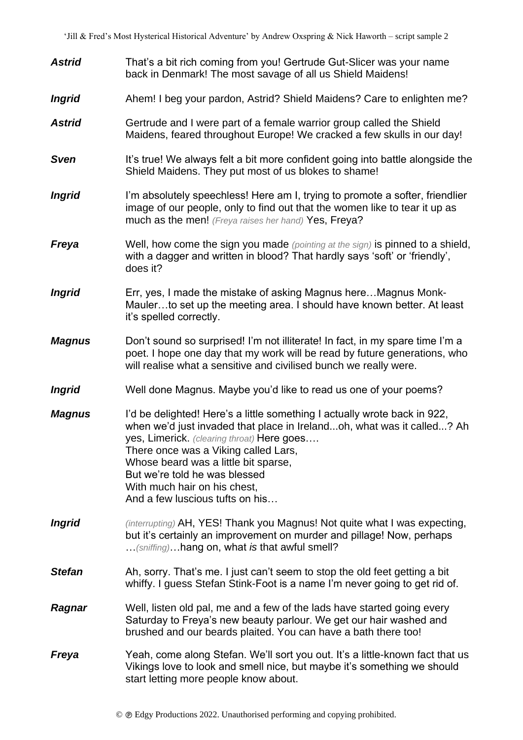***Astrid*** That's a bit rich coming from you! Gertrude Gut-Slicer was your name back in Denmark! The most savage of all us Shield Maidens!

***Ingrid*** Ahem! I beg your pardon, Astrid? Shield Maidens? Care to enlighten me?

***Astrid*** Gertrude and I were part of a female warrior group called the Shield Maidens, feared throughout Europe! We cracked a few skulls in our day!

***Sven*** It's true! We always felt a bit more confident going into battle alongside the Shield Maidens. They put most of us blokes to shame!

***Ingrid*** I'm absolutely speechless! Here am I, trying to promote a softer, friendlier image of our people, only to find out that the women like to tear it up as much as the men! *(Freya raises her hand)* Yes, Freya?

***Freya*** Well, how come the sign you made *(pointing at the sign)* is pinned to a shield, with a dagger and written in blood? That hardly says 'soft' or 'friendly', does it?

***Ingrid*** Err, yes, I made the mistake of asking Magnus here…Magnus Monk-Mauler…to set up the meeting area. I should have known better. At least it's spelled correctly.

***Magnus*** Don't sound so surprised! I'm not illiterate! In fact, in my spare time I'm a poet. I hope one day that my work will be read by future generations, who will realise what a sensitive and civilised bunch we really were.

***Ingrid*** Well done Magnus. Maybe you'd like to read us one of your poems?

***Magnus*** I'd be delighted! Here's a little something I actually wrote back in 922, when we'd just invaded that place in Ireland...oh, what was it called...? Ah yes, Limerick. *(clearing throat)* Here goes….
There once was a Viking called Lars,
Whose beard was a little bit sparse,
But we're told he was blessed
With much hair on his chest,
And a few luscious tufts on his…

***Ingrid*** *(interrupting)* AH, YES! Thank you Magnus! Not quite what I was expecting, but it's certainly an improvement on murder and pillage! Now, perhaps …*(sniffing)*…hang on, what *is* that awful smell?

***Stefan*** Ah, sorry. That's me. I just can't seem to stop the old feet getting a bit whiffy. I guess Stefan Stink-Foot is a name I'm never going to get rid of.

***Ragnar*** Well, listen old pal, me and a few of the lads have started going every Saturday to Freya's new beauty parlour. We get our hair washed and brushed and our beards plaited. You can have a bath there too!

***Freya*** Yeah, come along Stefan. We'll sort you out. It's a little-known fact that us Vikings love to look and smell nice, but maybe it's something we should start letting more people know about.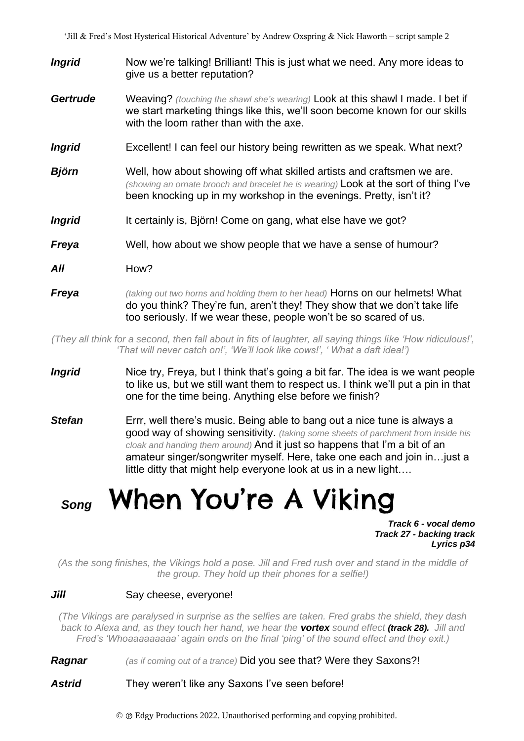***Ingrid*** Now we're talking! Brilliant! This is just what we need. Any more ideas to give us a better reputation?

***Gertrude*** Weaving? *(touching the shawl she's wearing)* Look at this shawl I made. I bet if we start marketing things like this, we'll soon become known for our skills with the loom rather than with the axe.

***Ingrid*** Excellent! I can feel our history being rewritten as we speak. What next?

***Björn*** Well, how about showing off what skilled artists and craftsmen we are. *(showing an ornate brooch and bracelet he is wearing)* Look at the sort of thing I've been knocking up in my workshop in the evenings. Pretty, isn't it?

***Ingrid*** It certainly is, Björn! Come on gang, what else have we got?

***Freya*** Well, how about we show people that we have a sense of humour?

***All*** How?

***Freya*** *(taking out two horns and holding them to her head)* Horns on our helmets! What do you think? They're fun, aren't they! They show that we don't take life too seriously. If we wear these, people won't be so scared of us.

*(They all think for a second, then fall about in fits of laughter, all saying things like 'How ridiculous!', 'That will never catch on!', 'We'll look like cows!', ' What a daft idea!')*

***Ingrid*** Nice try, Freya, but I think that's going a bit far. The idea is we want people to like us, but we still want them to respect us. I think we'll put a pin in that one for the time being. Anything else before we finish?

***Stefan*** Errr, well there's music. Being able to bang out a nice tune is always a good way of showing sensitivity. *(taking some sheets of parchment from inside his cloak and handing them around)* And it just so happens that I'm a bit of an amateur singer/songwriter myself. Here, take one each and join in…just a little ditty that might help everyone look at us in a new light….

## *Song* When You're A Viking

***Track 6 - vocal demo***
***Track 27 - backing track***
***Lyrics p34***

*(As the song finishes, the Vikings hold a pose. Jill and Fred rush over and stand in the middle of the group. They hold up their phones for a selfie!)*

***Jill*** Say cheese, everyone!

*(The Vikings are paralysed in surprise as the selfies are taken. Fred grabs the shield, they dash back to Alexa and, as they touch her hand, we hear the **vortex** sound effect **(track 28).** Jill and Fred's 'Whoaaaaaaaaa' again ends on the final 'ping' of the sound effect and they exit.)*

***Ragnar*** *(as if coming out of a trance)* Did you see that? Were they Saxons?!

***Astrid*** They weren't like any Saxons I've seen before!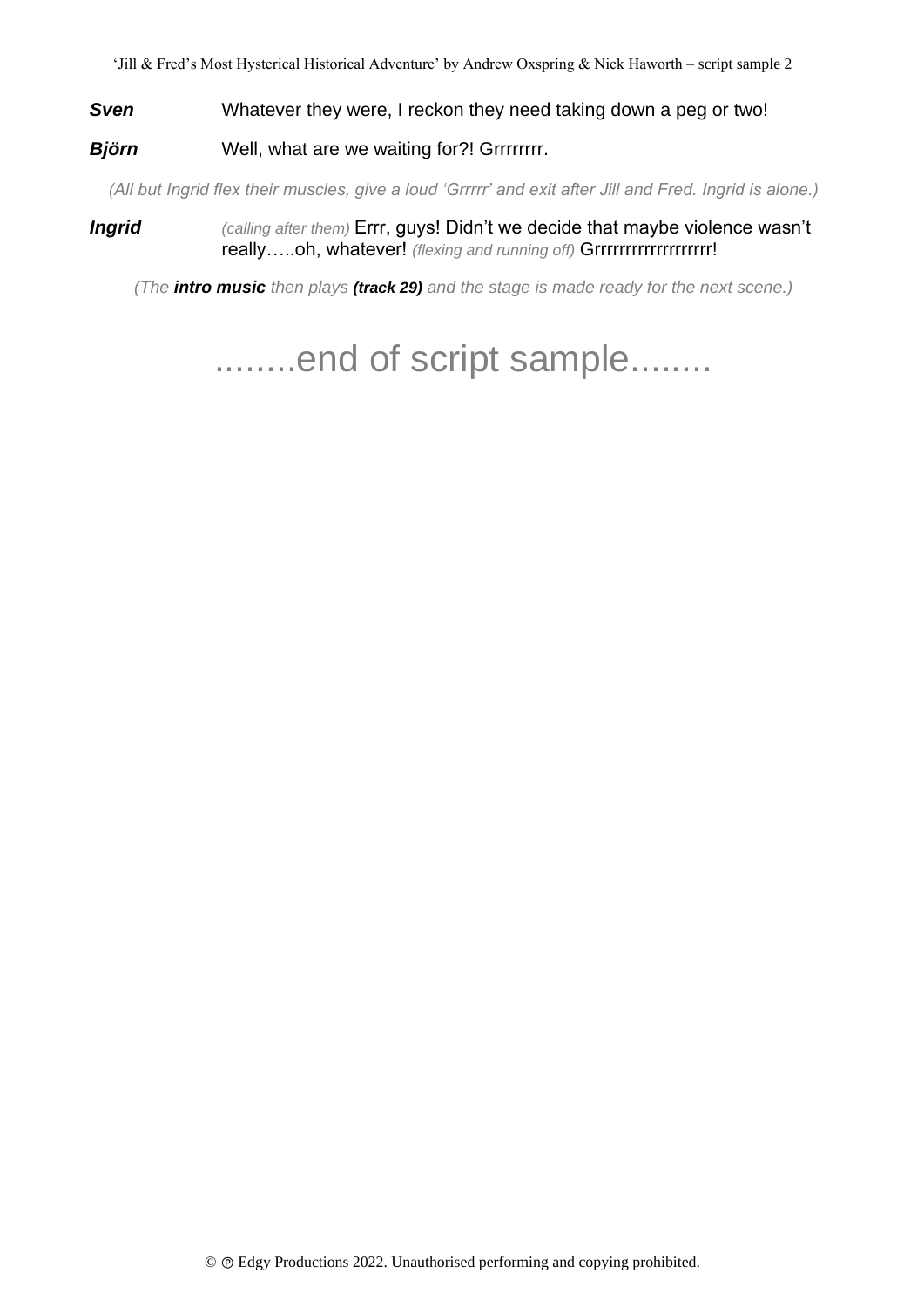***Sven*** Whatever they were, I reckon they need taking down a peg or two!

***Björn*** Well, what are we waiting for?! Grrrrrrrr.

*(All but Ingrid flex their muscles, give a loud 'Grrrrr' and exit after Jill and Fred. Ingrid is alone.)*

***Ingrid*** *(calling after them)* Errr, guys! Didn't we decide that maybe violence wasn't really…..oh, whatever! *(flexing and running off)* Grrrrrrrrrrrrrrrrrr!

*(The **intro music** then plays **(track 29)** and the stage is made ready for the next scene.)*

........end of script sample........